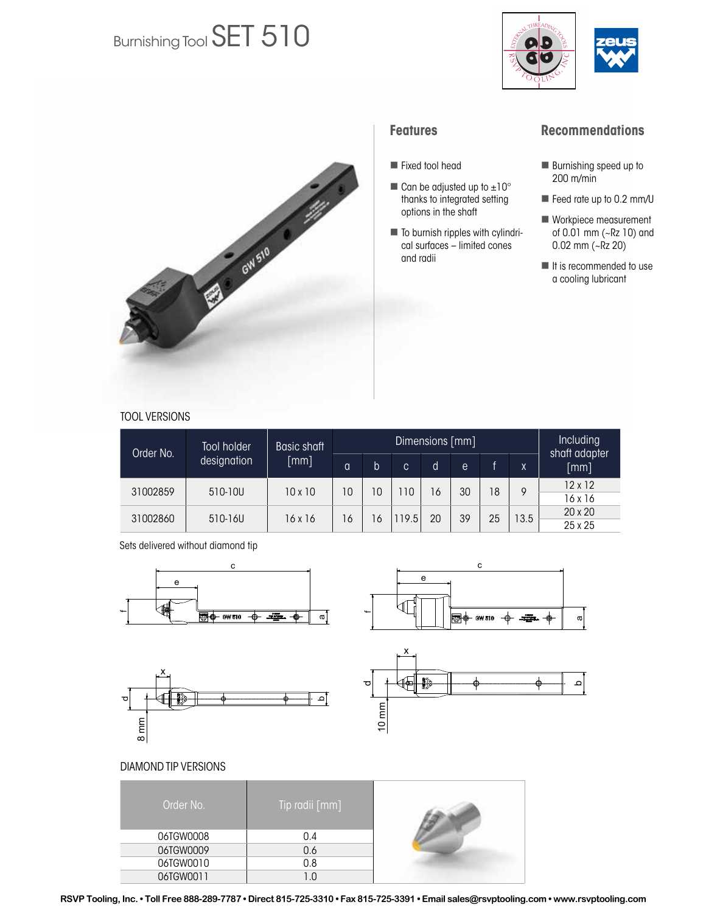# Burnishing Tool SET 510

## Features

- Fixed tool head
- Can be adjusted up to ±10° thanks to integrated setting options in the shaft
- To burnish ripples with cylindrical surfaces – limited cones and radii

## Recommendations

- Burnishing speed up to 200 m/min
- Feed rate up to 0.2 mm/U
- Workpiece measurement of 0.01 mm (~Rz 10) and 0.02 mm (~Rz 20)
- It is recommended to use a cooling lubricant

TOOL VERSIONS

| Order No. | Tool holder designation | Basic shaft [mm] | Dimensions [mm] | | | | | | | Including shaft adapter [mm] |
|---|---|---|---|---|---|---|---|---|---|---|
| | | | a | b | c | d | e | f | x | |
| 31002859 | 510-10U | 10 x 10 | 10 | 10 | 110 | 16 | 30 | 18 | 9 | 12 x 12<br>16 x 16 |
| 31002860 | 510-16U | 16 x 16 | 16 | 16 | 119.5 | 20 | 39 | 25 | 13.5 | 20 x 20<br>25 x 25 |

Sets delivered without diamond tip

DIAMOND TIP VERSIONS

| Order No. | Tip radii [mm] |
|---|---|
| 06TGW0008 | 0.4 |
| 06TGW0009 | 0.6 |
| 06TGW0010 | 0.8 |
| 06TGW0011 | 1.0 |

RSVP Tooling, Inc. • Toll Free 888-289-7787 • Direct 815-725-3310 • Fax 815-725-3391 • Email sales@rsvptooling.com • www.rsvptooling.com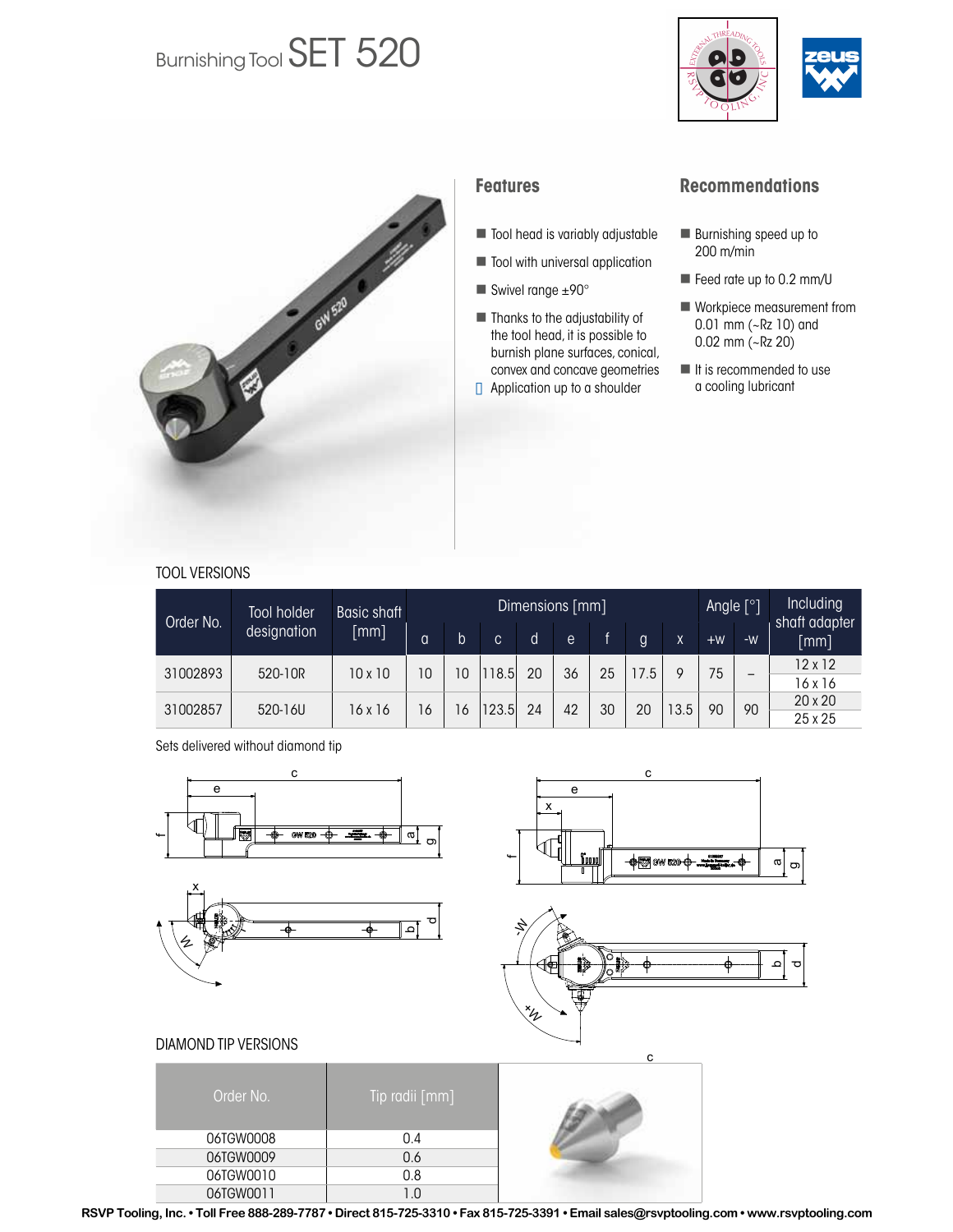# Burnishing Tool SET 520

## Features

- Tool head is variably adjustable
- Tool with universal application
- Swivel range ±90°
- Thanks to the adjustability of the tool head, it is possible to burnish plane surfaces, conical, convex and concave geometries
- Application up to a shoulder

## Recommendations

- Burnishing speed up to 200 m/min
- Feed rate up to 0.2 mm/U
- Workpiece measurement from 0.01 mm (~Rz 10) and 0.02 mm (~Rz 20)
- It is recommended to use a cooling lubricant

TOOL VERSIONS

| Order No. | Tool holder designation | Basic shaft [mm] | Dimensions [mm] | | | | | | | | Angle [°] | | Including shaft adapter [mm] |
|---|---|---|---|---|---|---|---|---|---|---|---|---|---|
| | | | a | b | c | d | e | f | g | x | +w | -w | |
| 31002893 | 520-10R | 10 x 10 | 10 | 10 | 118.5 | 20 | 36 | 25 | 17.5 | 9 | 75 | – | 12 x 12 |
| | | | | | | | | | | | | | 16 x 16 |
| 31002857 | 520-16U | 16 x 16 | 16 | 16 | 123.5 | 24 | 42 | 30 | 20 | 13.5 | 90 | 90 | 20 x 20 |
| | | | | | | | | | | | | | 25 x 25 |

Sets delivered without diamond tip

DIAMOND TIP VERSIONS

| Order No. | Tip radii [mm] |
|---|---|
| 06TGW0008 | 0.4 |
| 06TGW0009 | 0.6 |
| 06TGW0010 | 0.8 |
| 06TGW0011 | 1.0 |

RSVP Tooling, Inc. • Toll Free 888-289-7787 • Direct 815-725-3310 • Fax 815-725-3391 • Email sales@rsvptooling.com • www.rsvptooling.com